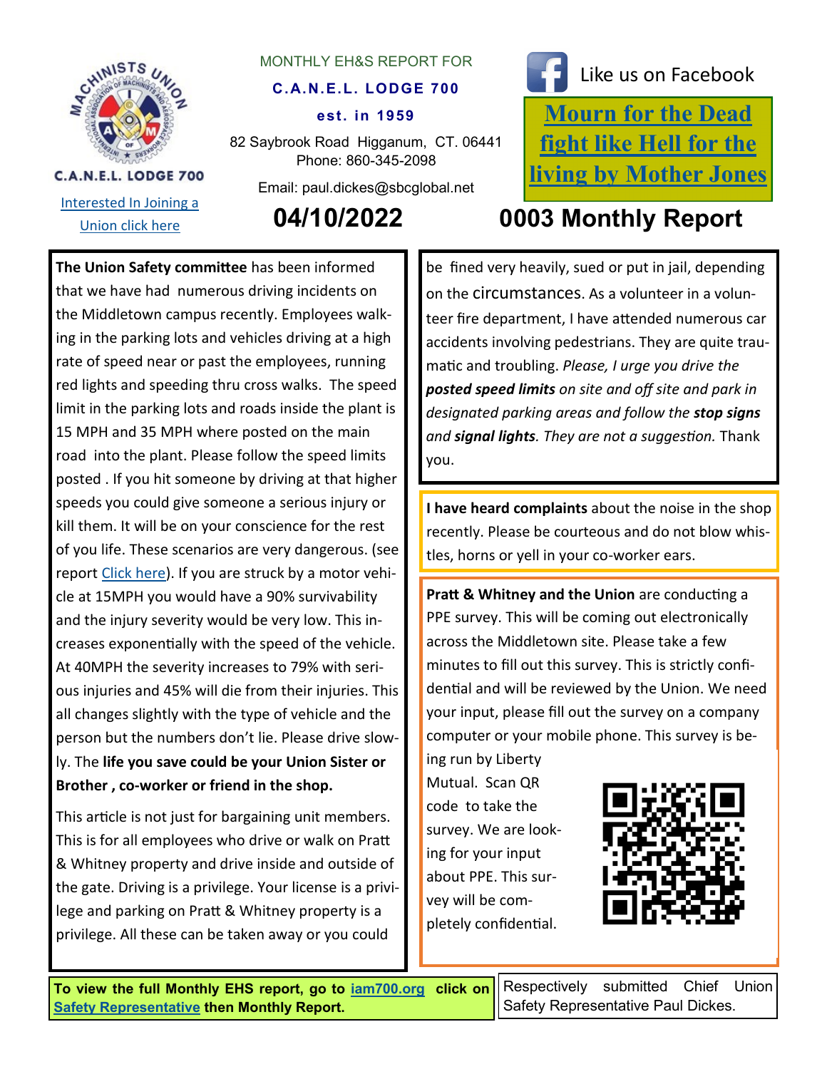C.A.N.E.L. LODGE 700

Interested In Joining a Union click here

MONTHLY EH&S REPORT FOR

**C.A.N.E.L. LODGE 700**

**est. in 1959**

82 Saybrook Road Higganum, CT. 06441
Phone: 860-345-2098

Email: paul.dickes@sbcglobal.net

Like us on Facebook

**Mourn for the Dead fight like Hell for the living by Mother Jones**

# 04/10/2022

# 0003 Monthly Report

**The Union Safety committee** has been informed that we have had numerous driving incidents on the Middletown campus recently. Employees walking in the parking lots and vehicles driving at a high rate of speed near or past the employees, running red lights and speeding thru cross walks. The speed limit in the parking lots and roads inside the plant is 15 MPH and 35 MPH where posted on the main road into the plant. Please follow the speed limits posted . If you hit someone by driving at that higher speeds you could give someone a serious injury or kill them. It will be on your conscience for the rest of you life. These scenarios are very dangerous. (see report Click here). If you are struck by a motor vehicle at 15MPH you would have a 90% survivability and the injury severity would be very low. This increases exponentially with the speed of the vehicle. At 40MPH the severity increases to 79% with serious injuries and 45% will die from their injuries. This all changes slightly with the type of vehicle and the person but the numbers don't lie. Please drive slowly. The **life you save could be your Union Sister or Brother , co-worker or friend in the shop.**

This article is not just for bargaining unit members. This is for all employees who drive or walk on Pratt & Whitney property and drive inside and outside of the gate. Driving is a privilege. Your license is a privilege and parking on Pratt & Whitney property is a privilege. All these can be taken away or you could be fined very heavily, sued or put in jail, depending on the circumstances. As a volunteer in a volunteer fire department, I have attended numerous car accidents involving pedestrians. They are quite traumatic and troubling. *Please, I urge you drive the **posted speed limits** on site and off site and park in designated parking areas and follow the **stop signs** and **signal lights**. They are not a suggestion.* Thank you.

**I have heard complaints** about the noise in the shop recently. Please be courteous and do not blow whistles, horns or yell in your co-worker ears.

**Pratt & Whitney and the Union** are conducting a PPE survey. This will be coming out electronically across the Middletown site. Please take a few minutes to fill out this survey. This is strictly confidential and will be reviewed by the Union. We need your input, please fill out the survey on a company computer or your mobile phone. This survey is being run by Liberty Mutual. Scan QR code to take the survey. We are looking for your input about PPE. This survey will be completely confidential.

**To view the full Monthly EHS report, go to iam700.org click on Safety Representative then Monthly Report.**

Respectively submitted Chief Union Safety Representative Paul Dickes.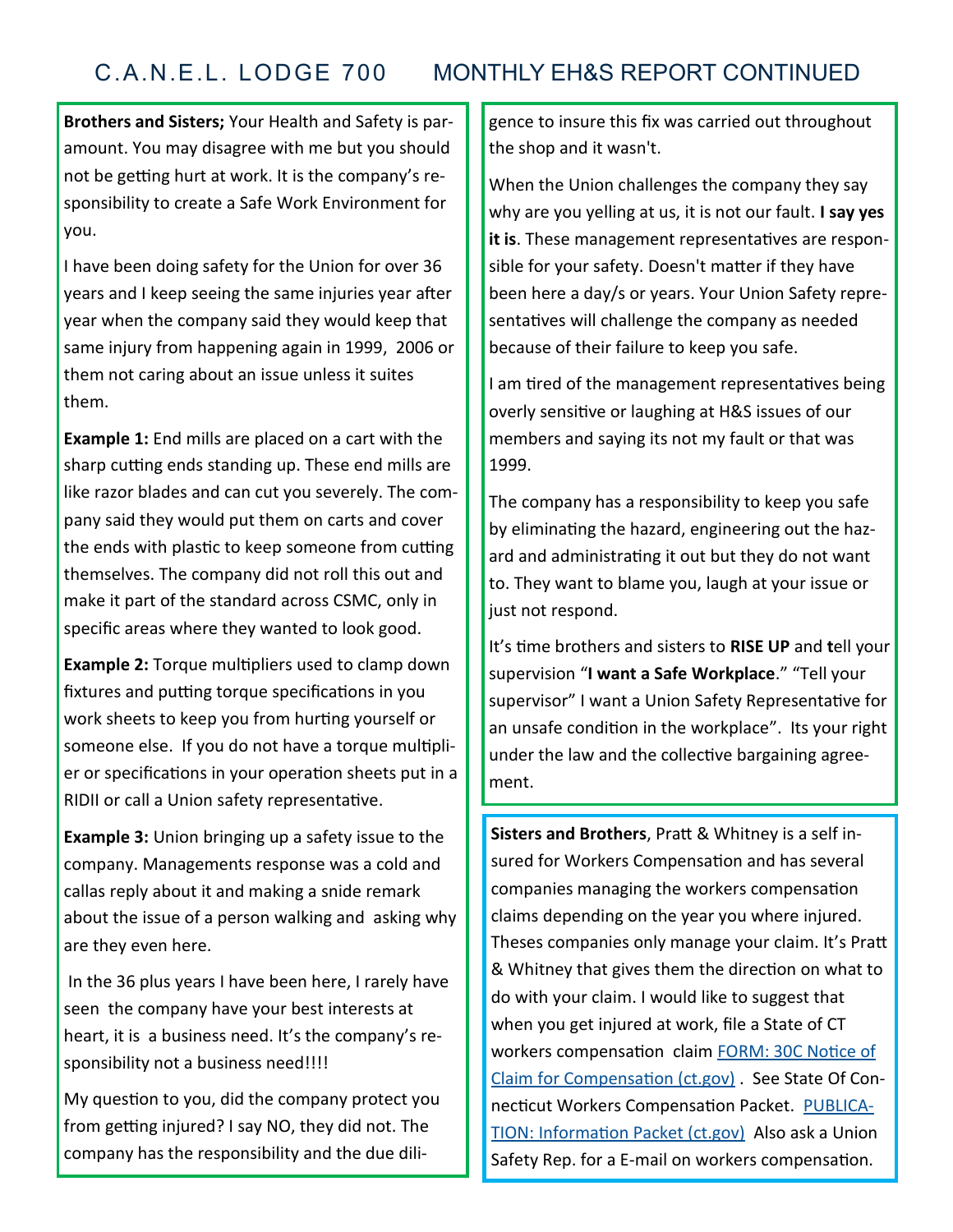# C.A.N.E.L. LODGE 700 MONTHLY EH&S REPORT CONTINUED

**Brothers and Sisters;** Your Health and Safety is paramount. You may disagree with me but you should not be getting hurt at work. It is the company's responsibility to create a Safe Work Environment for you.

I have been doing safety for the Union for over 36 years and I keep seeing the same injuries year after year when the company said they would keep that same injury from happening again in 1999, 2006 or them not caring about an issue unless it suites them.

**Example 1:** End mills are placed on a cart with the sharp cutting ends standing up. These end mills are like razor blades and can cut you severely. The company said they would put them on carts and cover the ends with plastic to keep someone from cutting themselves. The company did not roll this out and make it part of the standard across CSMC, only in specific areas where they wanted to look good.

**Example 2:** Torque multipliers used to clamp down fixtures and putting torque specifications in you work sheets to keep you from hurting yourself or someone else. If you do not have a torque multiplier or specifications in your operation sheets put in a RIDII or call a Union safety representative.

**Example 3:** Union bringing up a safety issue to the company. Managements response was a cold and callas reply about it and making a snide remark about the issue of a person walking and asking why are they even here.

In the 36 plus years I have been here, I rarely have seen the company have your best interests at heart, it is a business need. It's the company's responsibility not a business need!!!!

My question to you, did the company protect you from getting injured? I say NO, they did not. The company has the responsibility and the due diligence to insure this fix was carried out throughout the shop and it wasn't.

When the Union challenges the company they say why are you yelling at us, it is not our fault. **I say yes it is**. These management representatives are responsible for your safety. Doesn't matter if they have been here a day/s or years. Your Union Safety representatives will challenge the company as needed because of their failure to keep you safe.

I am tired of the management representatives being overly sensitive or laughing at H&S issues of our members and saying its not my fault or that was 1999.

The company has a responsibility to keep you safe by eliminating the hazard, engineering out the hazard and administrating it out but they do not want to. They want to blame you, laugh at your issue or just not respond.

It's time brothers and sisters to **RISE UP** and **t**ell your supervision "**I want a Safe Workplace**." "Tell your supervisor" I want a Union Safety Representative for an unsafe condition in the workplace". Its your right under the law and the collective bargaining agreement.

**Sisters and Brothers**, Pratt & Whitney is a self insured for Workers Compensation and has several companies managing the workers compensation claims depending on the year you where injured. Theses companies only manage your claim. It's Pratt & Whitney that gives them the direction on what to do with your claim. I would like to suggest that when you get injured at work, file a State of CT workers compensation claim [FORM: 30C Notice of Claim for Compensation (ct.gov)](). See State Of Connecticut Workers Compensation Packet. [PUBLICATION: Information Packet (ct.gov)]() Also ask a Union Safety Rep. for a E-mail on workers compensation.